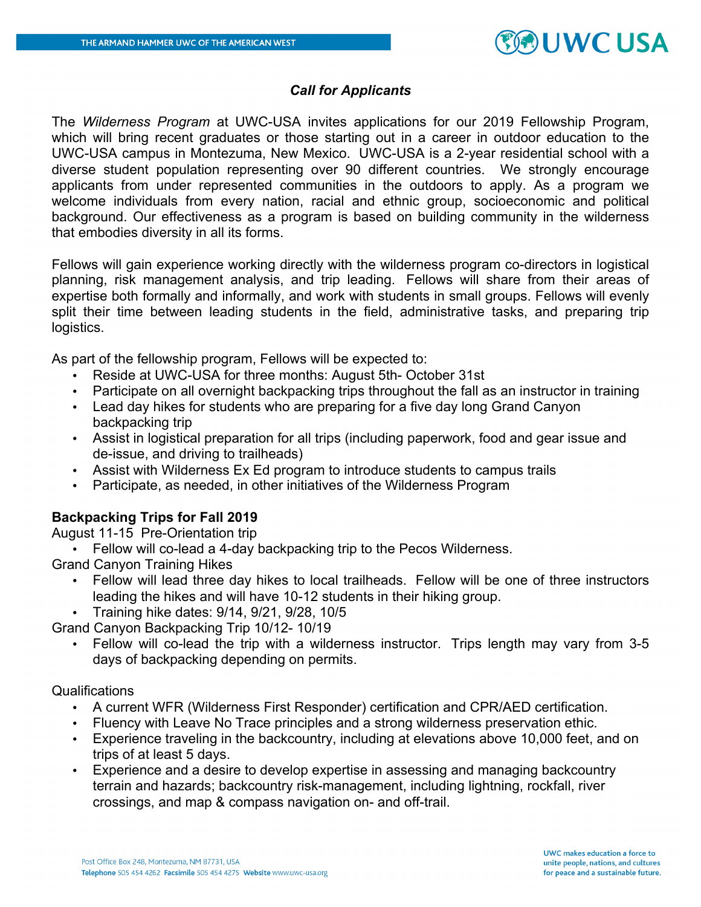*Call for Applicants*

The *Wilderness Program* at UWC-USA invites applications for our 2019 Fellowship Program, which will bring recent graduates or those starting out in a career in outdoor education to the UWC-USA campus in Montezuma, New Mexico. UWC-USA is a 2-year residential school with a diverse student population representing over 90 different countries. We strongly encourage applicants from under represented communities in the outdoors to apply. As a program we welcome individuals from every nation, racial and ethnic group, socioeconomic and political background. Our effectiveness as a program is based on building community in the wilderness that embodies diversity in all its forms.

Fellows will gain experience working directly with the wilderness program co-directors in logistical planning, risk management analysis, and trip leading. Fellows will share from their areas of expertise both formally and informally, and work with students in small groups. Fellows will evenly split their time between leading students in the field, administrative tasks, and preparing trip logistics.

As part of the fellowship program, Fellows will be expected to:

- Reside at UWC-USA for three months: August 5th- October 31st
- Participate on all overnight backpacking trips throughout the fall as an instructor in training
- Lead day hikes for students who are preparing for a five day long Grand Canyon backpacking trip
- Assist in logistical preparation for all trips (including paperwork, food and gear issue and de-issue, and driving to trailheads)
- Assist with Wilderness Ex Ed program to introduce students to campus trails
- Participate, as needed, in other initiatives of the Wilderness Program

**Backpacking Trips for Fall 2019**

August 11-15 Pre-Orientation trip

- Fellow will co-lead a 4-day backpacking trip to the Pecos Wilderness.

Grand Canyon Training Hikes

- Fellow will lead three day hikes to local trailheads. Fellow will be one of three instructors leading the hikes and will have 10-12 students in their hiking group.
- Training hike dates: 9/14, 9/21, 9/28, 10/5

Grand Canyon Backpacking Trip 10/12- 10/19

- Fellow will co-lead the trip with a wilderness instructor. Trips length may vary from 3-5 days of backpacking depending on permits.

Qualifications

- A current WFR (Wilderness First Responder) certification and CPR/AED certification.
- Fluency with Leave No Trace principles and a strong wilderness preservation ethic.
- Experience traveling in the backcountry, including at elevations above 10,000 feet, and on trips of at least 5 days.
- Experience and a desire to develop expertise in assessing and managing backcountry terrain and hazards; backcountry risk-management, including lightning, rockfall, river crossings, and map & compass navigation on- and off-trail.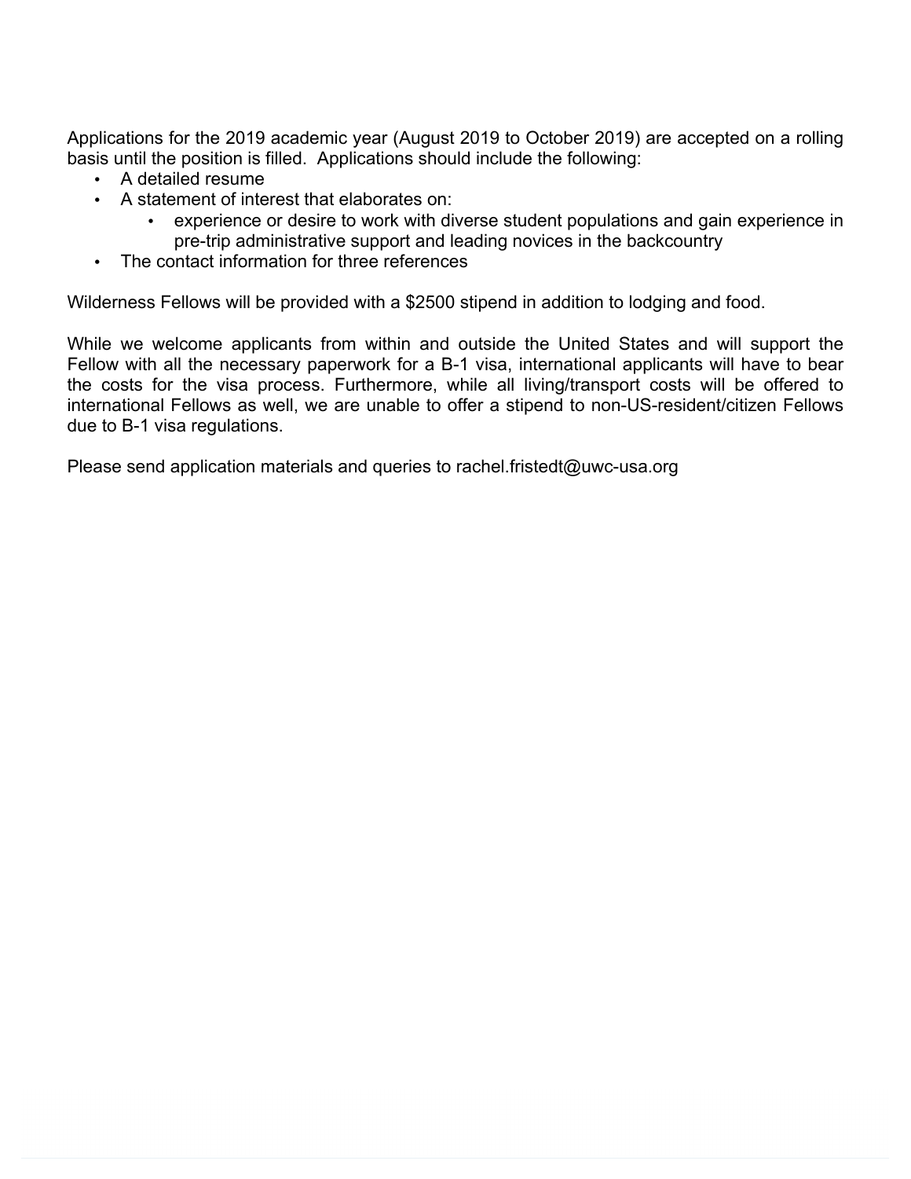Applications for the 2019 academic year (August 2019 to October 2019) are accepted on a rolling basis until the position is filled. Applications should include the following:

- A detailed resume
- A statement of interest that elaborates on:
    - experience or desire to work with diverse student populations and gain experience in pre-trip administrative support and leading novices in the backcountry
- The contact information for three references

Wilderness Fellows will be provided with a $2500 stipend in addition to lodging and food.

While we welcome applicants from within and outside the United States and will support the Fellow with all the necessary paperwork for a B-1 visa, international applicants will have to bear the costs for the visa process. Furthermore, while all living/transport costs will be offered to international Fellows as well, we are unable to offer a stipend to non-US-resident/citizen Fellows due to B-1 visa regulations.

Please send application materials and queries to rachel.fristedt@uwc-usa.org